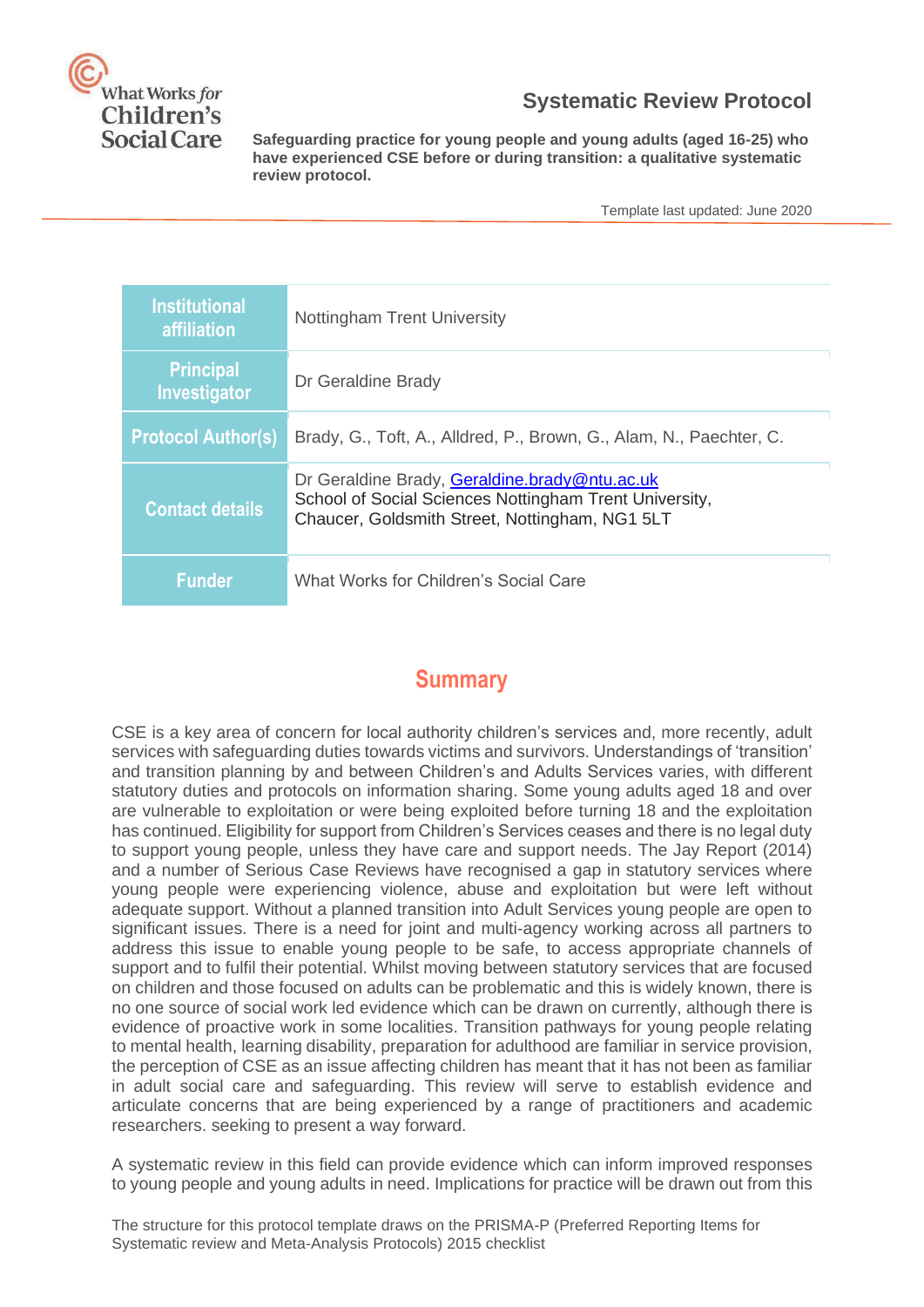# Systematic Review Protocol

**Safeguarding practice for young people and young adults (aged 16-25) who have experienced CSE before or during transition: a qualitative systematic review protocol.**

Template last updated: June 2020

| | |
|---|---|
| **Institutional affiliation** | Nottingham Trent University |
| **Principal Investigator** | Dr Geraldine Brady |
| **Protocol Author(s)** | Brady, G., Toft, A., Alldred, P., Brown, G., Alam, N., Paechter, C. |
| **Contact details** | Dr Geraldine Brady, Geraldine.brady@ntu.ac.uk<br>School of Social Sciences Nottingham Trent University, Chaucer, Goldsmith Street, Nottingham, NG1 5LT |
| **Funder** | What Works for Children's Social Care |

## Summary

CSE is a key area of concern for local authority children's services and, more recently, adult services with safeguarding duties towards victims and survivors. Understandings of 'transition' and transition planning by and between Children's and Adults Services varies, with different statutory duties and protocols on information sharing. Some young adults aged 18 and over are vulnerable to exploitation or were being exploited before turning 18 and the exploitation has continued. Eligibility for support from Children's Services ceases and there is no legal duty to support young people, unless they have care and support needs. The Jay Report (2014) and a number of Serious Case Reviews have recognised a gap in statutory services where young people were experiencing violence, abuse and exploitation but were left without adequate support. Without a planned transition into Adult Services young people are open to significant issues. There is a need for joint and multi-agency working across all partners to address this issue to enable young people to be safe, to access appropriate channels of support and to fulfil their potential. Whilst moving between statutory services that are focused on children and those focused on adults can be problematic and this is widely known, there is no one source of social work led evidence which can be drawn on currently, although there is evidence of proactive work in some localities. Transition pathways for young people relating to mental health, learning disability, preparation for adulthood are familiar in service provision, the perception of CSE as an issue affecting children has meant that it has not been as familiar in adult social care and safeguarding. This review will serve to establish evidence and articulate concerns that are being experienced by a range of practitioners and academic researchers. seeking to present a way forward.

A systematic review in this field can provide evidence which can inform improved responses to young people and young adults in need. Implications for practice will be drawn out from this

The structure for this protocol template draws on the PRISMA-P (Preferred Reporting Items for Systematic review and Meta-Analysis Protocols) 2015 checklist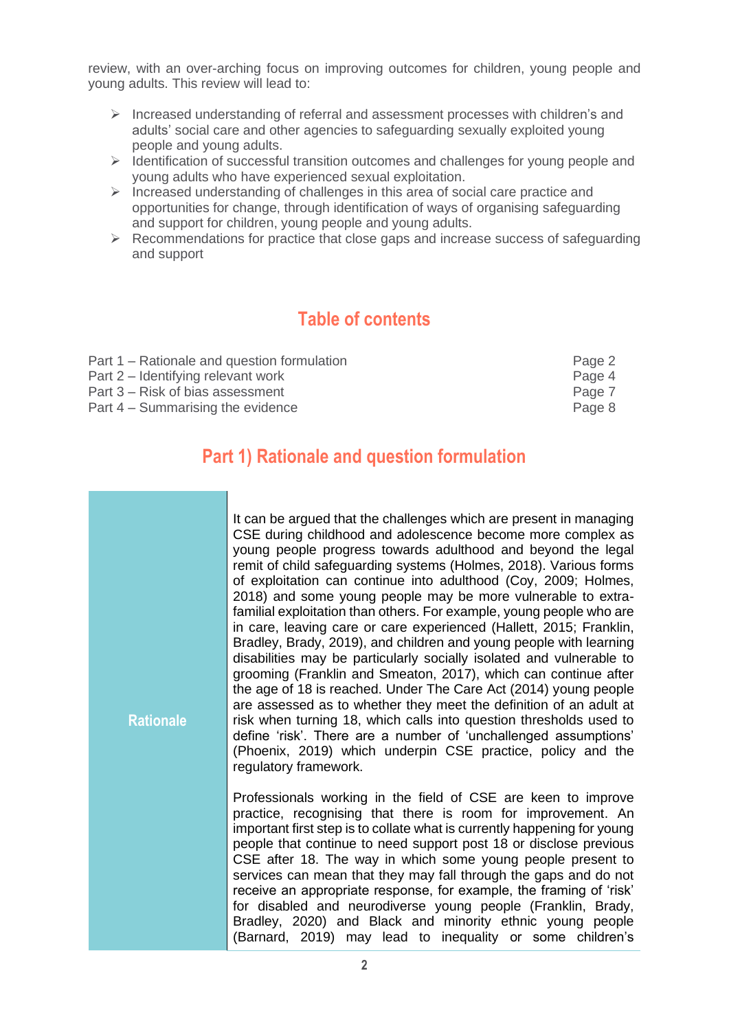review, with an over-arching focus on improving outcomes for children, young people and young adults. This review will lead to:

- Increased understanding of referral and assessment processes with children's and adults' social care and other agencies to safeguarding sexually exploited young people and young adults.
- Identification of successful transition outcomes and challenges for young people and young adults who have experienced sexual exploitation.
- Increased understanding of challenges in this area of social care practice and opportunities for change, through identification of ways of organising safeguarding and support for children, young people and young adults.
- Recommendations for practice that close gaps and increase success of safeguarding and support

## Table of contents

| | |
|---|---|
| Part 1 – Rationale and question formulation | Page 2 |
| Part 2 – Identifying relevant work | Page 4 |
| Part 3 – Risk of bias assessment | Page 7 |
| Part 4 – Summarising the evidence | Page 8 |

## Part 1) Rationale and question formulation

| | |
|---|---|
| **Rationale** | It can be argued that the challenges which are present in managing CSE during childhood and adolescence become more complex as young people progress towards adulthood and beyond the legal remit of child safeguarding systems (Holmes, 2018). Various forms of exploitation can continue into adulthood (Coy, 2009; Holmes, 2018) and some young people may be more vulnerable to extra-familial exploitation than others. For example, young people who are in care, leaving care or care experienced (Hallett, 2015; Franklin, Bradley, Brady, 2019), and children and young people with learning disabilities may be particularly socially isolated and vulnerable to grooming (Franklin and Smeaton, 2017), which can continue after the age of 18 is reached. Under The Care Act (2014) young people are assessed as to whether they meet the definition of an adult at risk when turning 18, which calls into question thresholds used to define 'risk'. There are a number of 'unchallenged assumptions' (Phoenix, 2019) which underpin CSE practice, policy and the regulatory framework.<br><br>Professionals working in the field of CSE are keen to improve practice, recognising that there is room for improvement. An important first step is to collate what is currently happening for young people that continue to need support post 18 or disclose previous CSE after 18. The way in which some young people present to services can mean that they may fall through the gaps and do not receive an appropriate response, for example, the framing of 'risk' for disabled and neurodiverse young people (Franklin, Brady, Bradley, 2020) and Black and minority ethnic young people (Barnard, 2019) may lead to inequality or some children's |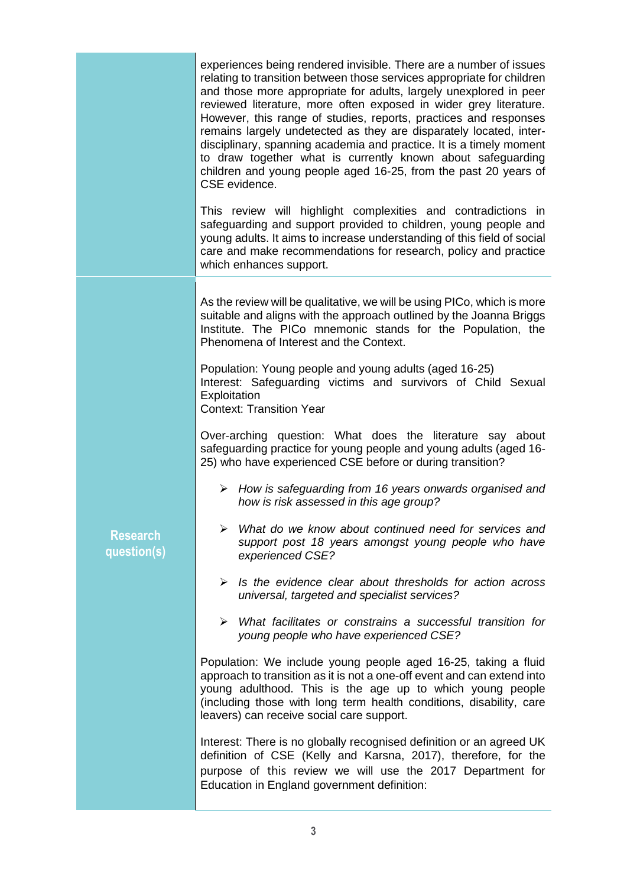| | |
|---|---|
| | experiences being rendered invisible. There are a number of issues relating to transition between those services appropriate for children and those more appropriate for adults, largely unexplored in peer reviewed literature, more often exposed in wider grey literature. However, this range of studies, reports, practices and responses remains largely undetected as they are disparately located, inter-disciplinary, spanning academia and practice. It is a timely moment to draw together what is currently known about safeguarding children and young people aged 16-25, from the past 20 years of CSE evidence.<br><br>This review will highlight complexities and contradictions in safeguarding and support provided to children, young people and young adults. It aims to increase understanding of this field of social care and make recommendations for research, policy and practice which enhances support. |
| **Research question(s)** | As the review will be qualitative, we will be using PICo, which is more suitable and aligns with the approach outlined by the Joanna Briggs Institute. The PICo mnemonic stands for the Population, the Phenomena of Interest and the Context.<br><br>Population: Young people and young adults (aged 16-25)<br>Interest: Safeguarding victims and survivors of Child Sexual Exploitation<br>Context: Transition Year<br><br>Over-arching question: What does the literature say about safeguarding practice for young people and young adults (aged 16-25) who have experienced CSE before or during transition?<br><br>➢ *How is safeguarding from 16 years onwards organised and how is risk assessed in this age group?*<br><br>➢ *What do we know about continued need for services and support post 18 years amongst young people who have experienced CSE?*<br><br>➢ *Is the evidence clear about thresholds for action across universal, targeted and specialist services?*<br><br>➢ *What facilitates or constrains a successful transition for young people who have experienced CSE?*<br><br>Population: We include young people aged 16-25, taking a fluid approach to transition as it is not a one-off event and can extend into young adulthood. This is the age up to which young people (including those with long term health conditions, disability, care leavers) can receive social care support.<br><br>Interest: There is no globally recognised definition or an agreed UK definition of CSE (Kelly and Karsna, 2017), therefore, for the purpose of this review we will use the 2017 Department for Education in England government definition: |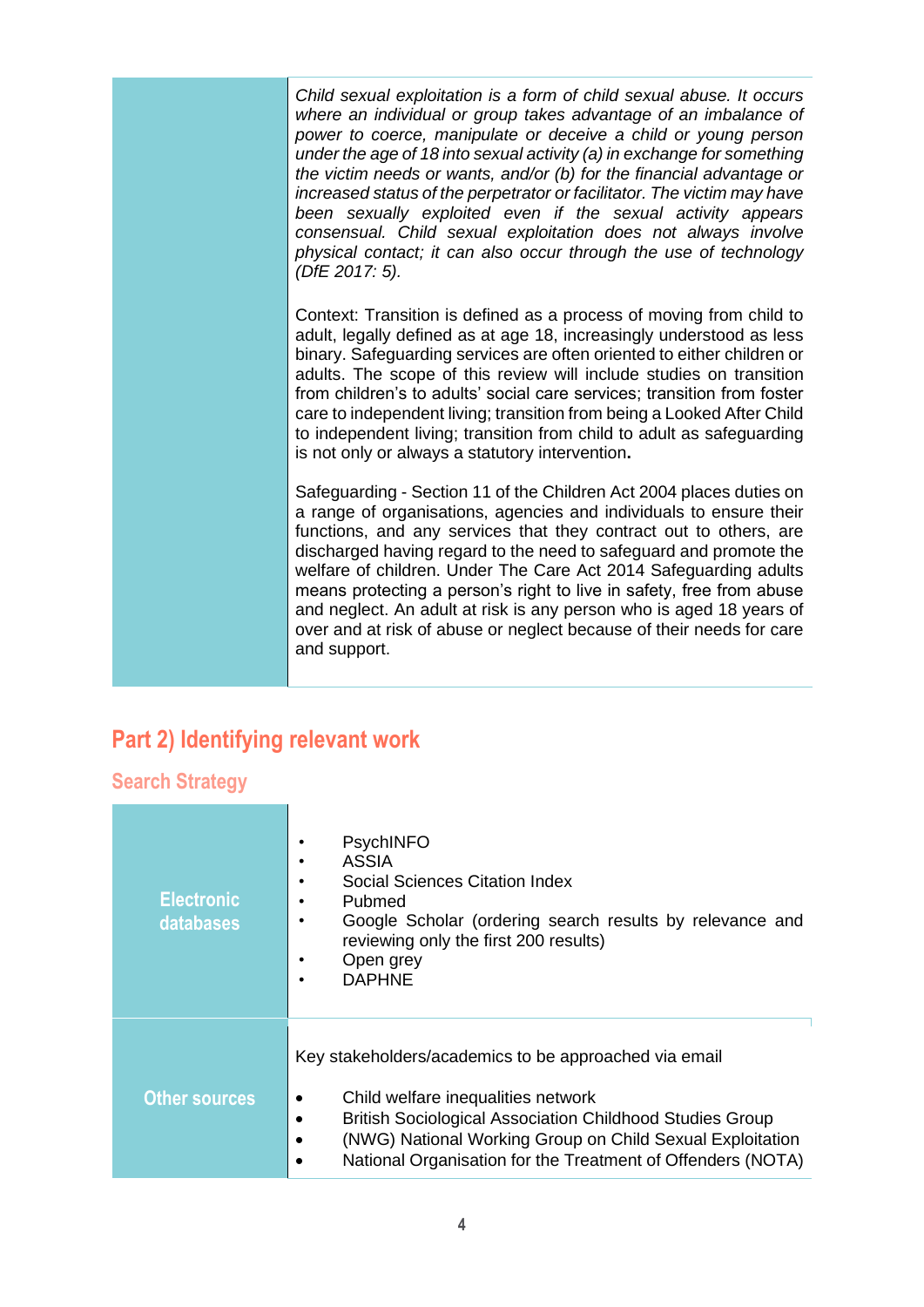| | |
|---|---|
| | *Child sexual exploitation is a form of child sexual abuse. It occurs where an individual or group takes advantage of an imbalance of power to coerce, manipulate or deceive a child or young person under the age of 18 into sexual activity (a) in exchange for something the victim needs or wants, and/or (b) for the financial advantage or increased status of the perpetrator or facilitator. The victim may have been sexually exploited even if the sexual activity appears consensual. Child sexual exploitation does not always involve physical contact; it can also occur through the use of technology (DfE 2017: 5).*<br><br>Context: Transition is defined as a process of moving from child to adult, legally defined as at age 18, increasingly understood as less binary. Safeguarding services are often oriented to either children or adults. The scope of this review will include studies on transition from children's to adults' social care services; transition from foster care to independent living; transition from being a Looked After Child to independent living; transition from child to adult as safeguarding is not only or always a statutory intervention.<br><br>Safeguarding - Section 11 of the Children Act 2004 places duties on a range of organisations, agencies and individuals to ensure their functions, and any services that they contract out to others, are discharged having regard to the need to safeguard and promote the welfare of children. Under The Care Act 2014 Safeguarding adults means protecting a person's right to live in safety, free from abuse and neglect. An adult at risk is any person who is aged 18 years of over and at risk of abuse or neglect because of their needs for care and support. |

## Part 2) Identifying relevant work

### Search Strategy

| | |
|---|---|
| **Electronic databases** | • PsychINFO<br>• ASSIA<br>• Social Sciences Citation Index<br>• Pubmed<br>• Google Scholar (ordering search results by relevance and reviewing only the first 200 results)<br>• Open grey<br>• DAPHNE |
| **Other sources** | Key stakeholders/academics to be approached via email<br><br>• Child welfare inequalities network<br>• British Sociological Association Childhood Studies Group<br>• (NWG) National Working Group on Child Sexual Exploitation<br>• National Organisation for the Treatment of Offenders (NOTA) |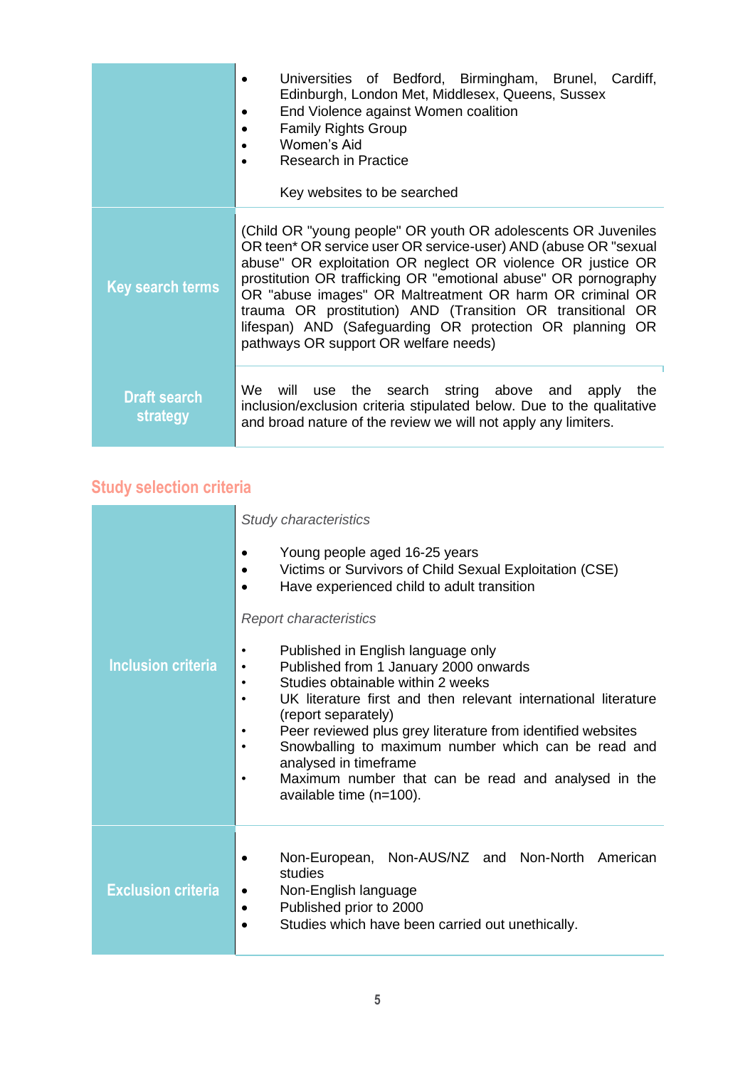| | |
|---|---|
| | • Universities of Bedford, Birmingham, Brunel, Cardiff, Edinburgh, London Met, Middlesex, Queens, Sussex<br>• End Violence against Women coalition<br>• Family Rights Group<br>• Women's Aid<br>• Research in Practice<br><br>Key websites to be searched |
| **Key search terms** | (Child OR "young people" OR youth OR adolescents OR Juveniles OR teen* OR service user OR service-user) AND (abuse OR "sexual abuse" OR exploitation OR neglect OR violence OR justice OR prostitution OR trafficking OR "emotional abuse" OR pornography OR "abuse images" OR Maltreatment OR harm OR criminal OR trauma OR prostitution) AND (Transition OR transitional OR lifespan) AND (Safeguarding OR protection OR planning OR pathways OR support OR welfare needs) |
| **Draft search strategy** | We will use the search string above and apply the inclusion/exclusion criteria stipulated below. Due to the qualitative and broad nature of the review we will not apply any limiters. |

## Study selection criteria

| | |
|---|---|
| **Inclusion criteria** | *Study characteristics*<br><br>• Young people aged 16-25 years<br>• Victims or Survivors of Child Sexual Exploitation (CSE)<br>• Have experienced child to adult transition<br><br>*Report characteristics*<br><br>• Published in English language only<br>• Published from 1 January 2000 onwards<br>• Studies obtainable within 2 weeks<br>• UK literature first and then relevant international literature (report separately)<br>• Peer reviewed plus grey literature from identified websites<br>• Snowballing to maximum number which can be read and analysed in timeframe<br>• Maximum number that can be read and analysed in the available time (n=100). |
| **Exclusion criteria** | • Non-European, Non-AUS/NZ and Non-North American studies<br>• Non-English language<br>• Published prior to 2000<br>• Studies which have been carried out unethically. |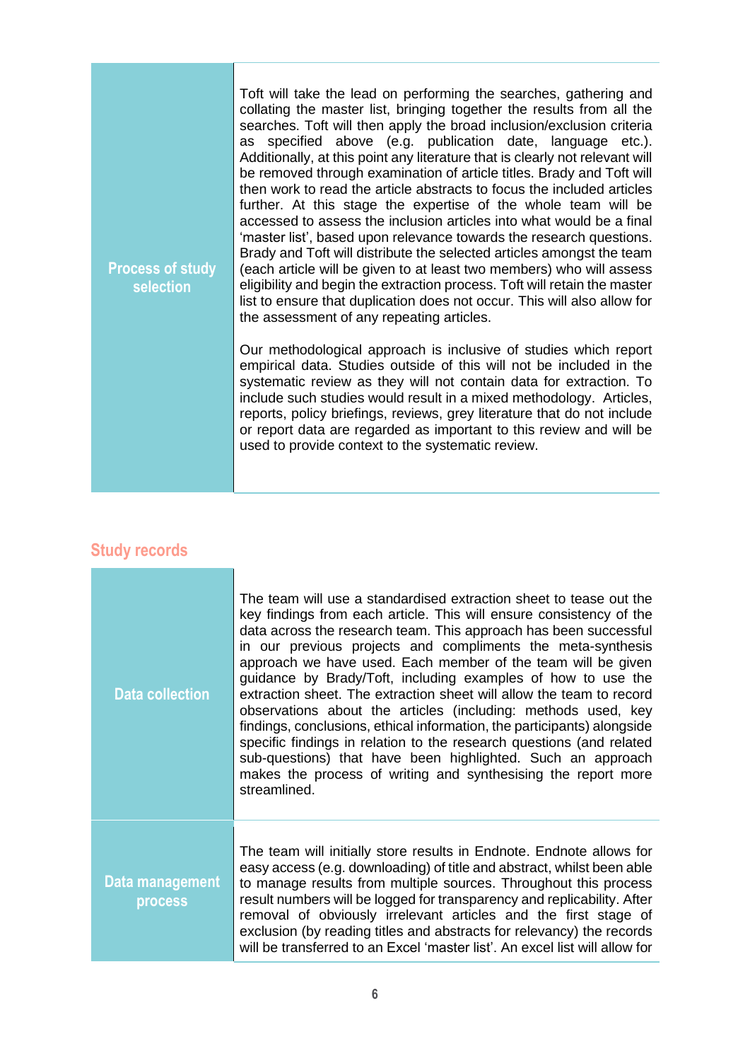| | |
|---|---|
| **Process of study selection** | Toft will take the lead on performing the searches, gathering and collating the master list, bringing together the results from all the searches. Toft will then apply the broad inclusion/exclusion criteria as specified above (e.g. publication date, language etc.). Additionally, at this point any literature that is clearly not relevant will be removed through examination of article titles. Brady and Toft will then work to read the article abstracts to focus the included articles further. At this stage the expertise of the whole team will be accessed to assess the inclusion articles into what would be a final 'master list', based upon relevance towards the research questions. Brady and Toft will distribute the selected articles amongst the team (each article will be given to at least two members) who will assess eligibility and begin the extraction process. Toft will retain the master list to ensure that duplication does not occur. This will also allow for the assessment of any repeating articles.<br><br>Our methodological approach is inclusive of studies which report empirical data. Studies outside of this will not be included in the systematic review as they will not contain data for extraction. To include such studies would result in a mixed methodology. Articles, reports, policy briefings, reviews, grey literature that do not include or report data are regarded as important to this review and will be used to provide context to the systematic review. |

## Study records

| | |
|---|---|
| **Data collection** | The team will use a standardised extraction sheet to tease out the key findings from each article. This will ensure consistency of the data across the research team. This approach has been successful in our previous projects and compliments the meta-synthesis approach we have used. Each member of the team will be given guidance by Brady/Toft, including examples of how to use the extraction sheet. The extraction sheet will allow the team to record observations about the articles (including: methods used, key findings, conclusions, ethical information, the participants) alongside specific findings in relation to the research questions (and related sub-questions) that have been highlighted. Such an approach makes the process of writing and synthesising the report more streamlined. |
| **Data management process** | The team will initially store results in Endnote. Endnote allows for easy access (e.g. downloading) of title and abstract, whilst been able to manage results from multiple sources. Throughout this process result numbers will be logged for transparency and replicability. After removal of obviously irrelevant articles and the first stage of exclusion (by reading titles and abstracts for relevancy) the records will be transferred to an Excel 'master list'. An excel list will allow for |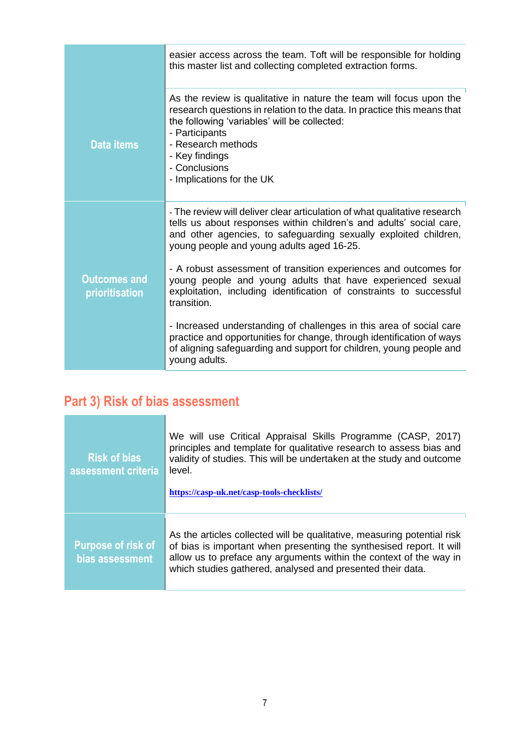| | |
|---|---|
| | easier access across the team. Toft will be responsible for holding this master list and collecting completed extraction forms. |
| **Data items** | As the review is qualitative in nature the team will focus upon the research questions in relation to the data. In practice this means that the following 'variables' will be collected:<br>- Participants<br>- Research methods<br>- Key findings<br>- Conclusions<br>- Implications for the UK |
| **Outcomes and prioritisation** | - The review will deliver clear articulation of what qualitative research tells us about responses within children's and adults' social care, and other agencies, to safeguarding sexually exploited children, young people and young adults aged 16-25.<br><br>- A robust assessment of transition experiences and outcomes for young people and young adults that have experienced sexual exploitation, including identification of constraints to successful transition.<br><br>- Increased understanding of challenges in this area of social care practice and opportunities for change, through identification of ways of aligning safeguarding and support for children, young people and young adults. |

## Part 3) Risk of bias assessment

| | |
|---|---|
| **Risk of bias assessment criteria** | We will use Critical Appraisal Skills Programme (CASP, 2017) principles and template for qualitative research to assess bias and validity of studies. This will be undertaken at the study and outcome level.<br><br>https://casp-uk.net/casp-tools-checklists/ |
| **Purpose of risk of bias assessment** | As the articles collected will be qualitative, measuring potential risk of bias is important when presenting the synthesised report. It will allow us to preface any arguments within the context of the way in which studies gathered, analysed and presented their data. |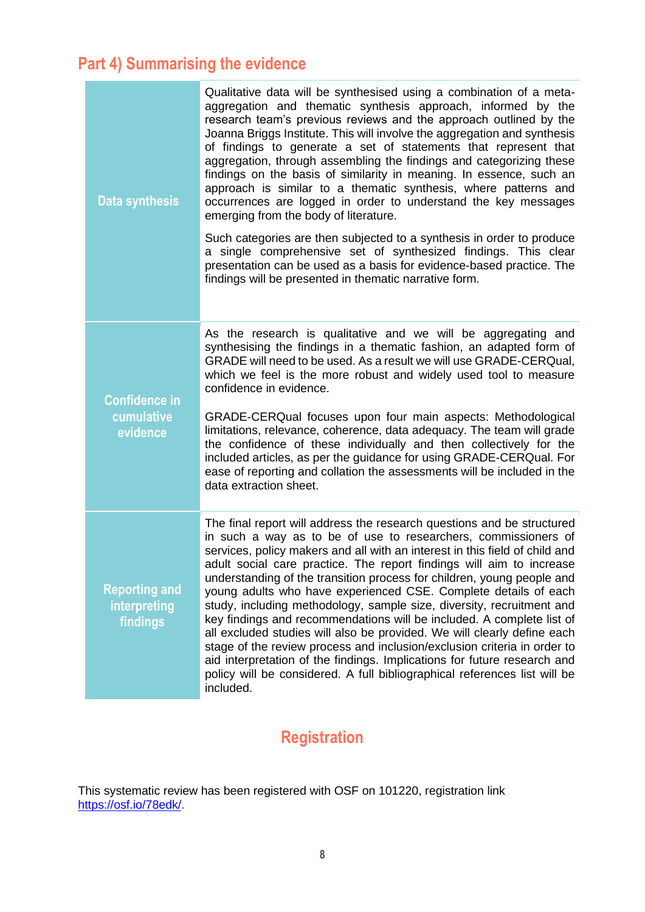## Part 4) Summarising the evidence

| | |
|---|---|
| **Data synthesis** | Qualitative data will be synthesised using a combination of a meta-aggregation and thematic synthesis approach, informed by the research team's previous reviews and the approach outlined by the Joanna Briggs Institute. This will involve the aggregation and synthesis of findings to generate a set of statements that represent that aggregation, through assembling the findings and categorizing these findings on the basis of similarity in meaning. In essence, such an approach is similar to a thematic synthesis, where patterns and occurrences are logged in order to understand the key messages emerging from the body of literature.<br><br>Such categories are then subjected to a synthesis in order to produce a single comprehensive set of synthesized findings. This clear presentation can be used as a basis for evidence-based practice. The findings will be presented in thematic narrative form. |
| **Confidence in cumulative evidence** | As the research is qualitative and we will be aggregating and synthesising the findings in a thematic fashion, an adapted form of GRADE will need to be used. As a result we will use GRADE-CERQual, which we feel is the more robust and widely used tool to measure confidence in evidence.<br><br>GRADE-CERQual focuses upon four main aspects: Methodological limitations, relevance, coherence, data adequacy. The team will grade the confidence of these individually and then collectively for the included articles, as per the guidance for using GRADE-CERQual. For ease of reporting and collation the assessments will be included in the data extraction sheet. |
| **Reporting and interpreting findings** | The final report will address the research questions and be structured in such a way as to be of use to researchers, commissioners of services, policy makers and all with an interest in this field of child and adult social care practice. The report findings will aim to increase understanding of the transition process for children, young people and young adults who have experienced CSE. Complete details of each study, including methodology, sample size, diversity, recruitment and key findings and recommendations will be included. A complete list of all excluded studies will also be provided. We will clearly define each stage of the review process and inclusion/exclusion criteria in order to aid interpretation of the findings. Implications for future research and policy will be considered. A full bibliographical references list will be included. |

## Registration

This systematic review has been registered with OSF on 101220, registration link https://osf.io/78edk/.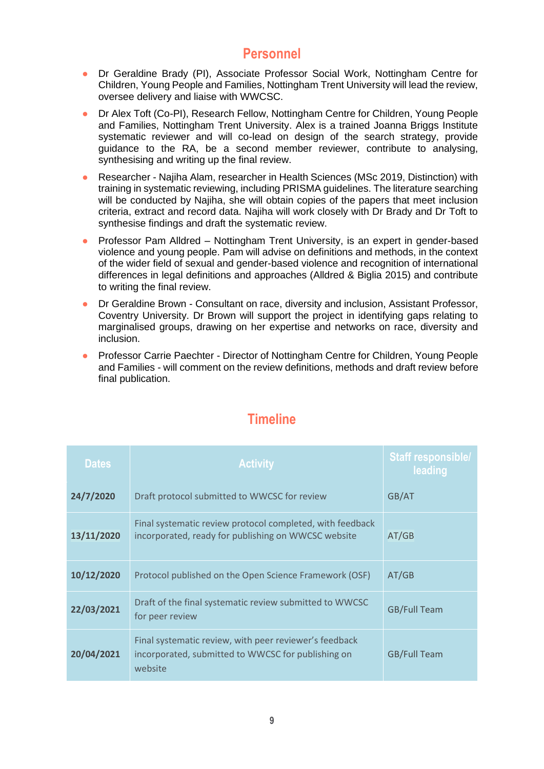## Personnel

- Dr Geraldine Brady (PI), Associate Professor Social Work, Nottingham Centre for Children, Young People and Families, Nottingham Trent University will lead the review, oversee delivery and liaise with WWCSC.
- Dr Alex Toft (Co-PI), Research Fellow, Nottingham Centre for Children, Young People and Families, Nottingham Trent University. Alex is a trained Joanna Briggs Institute systematic reviewer and will co-lead on design of the search strategy, provide guidance to the RA, be a second member reviewer, contribute to analysing, synthesising and writing up the final review.
- Researcher - Najiha Alam, researcher in Health Sciences (MSc 2019, Distinction) with training in systematic reviewing, including PRISMA guidelines. The literature searching will be conducted by Najiha, she will obtain copies of the papers that meet inclusion criteria, extract and record data. Najiha will work closely with Dr Brady and Dr Toft to synthesise findings and draft the systematic review.
- Professor Pam Alldred – Nottingham Trent University, is an expert in gender-based violence and young people. Pam will advise on definitions and methods, in the context of the wider field of sexual and gender-based violence and recognition of international differences in legal definitions and approaches (Alldred & Biglia 2015) and contribute to writing the final review.
- Dr Geraldine Brown - Consultant on race, diversity and inclusion, Assistant Professor, Coventry University. Dr Brown will support the project in identifying gaps relating to marginalised groups, drawing on her expertise and networks on race, diversity and inclusion.
- Professor Carrie Paechter - Director of Nottingham Centre for Children, Young People and Families - will comment on the review definitions, methods and draft review before final publication.

## Timeline

| Dates | Activity | Staff responsible/ leading |
|---|---|---|
| **24/7/2020** | Draft protocol submitted to WWCSC for review | GB/AT |
| **13/11/2020** | Final systematic review protocol completed, with feedback incorporated, ready for publishing on WWCSC website | AT/GB |
| **10/12/2020** | Protocol published on the Open Science Framework (OSF) | AT/GB |
| **22/03/2021** | Draft of the final systematic review submitted to WWCSC for peer review | GB/Full Team |
| **20/04/2021** | Final systematic review, with peer reviewer's feedback incorporated, submitted to WWCSC for publishing on website | GB/Full Team |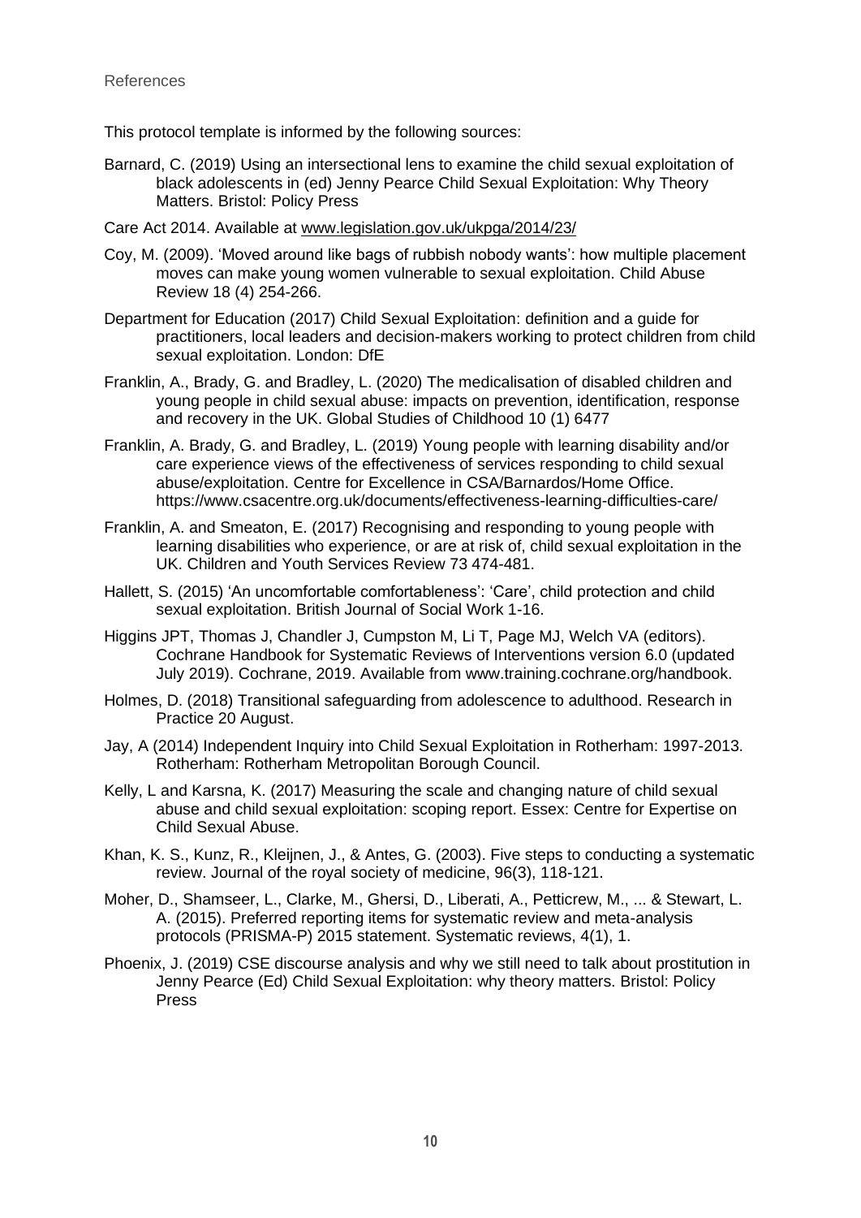## References

This protocol template is informed by the following sources:

Barnard, C. (2019) Using an intersectional lens to examine the child sexual exploitation of black adolescents in (ed) Jenny Pearce Child Sexual Exploitation: Why Theory Matters. Bristol: Policy Press

Care Act 2014. Available at www.legislation.gov.uk/ukpga/2014/23/

Coy, M. (2009). 'Moved around like bags of rubbish nobody wants': how multiple placement moves can make young women vulnerable to sexual exploitation. Child Abuse Review 18 (4) 254-266.

Department for Education (2017) Child Sexual Exploitation: definition and a guide for practitioners, local leaders and decision-makers working to protect children from child sexual exploitation. London: DfE

Franklin, A., Brady, G. and Bradley, L. (2020) The medicalisation of disabled children and young people in child sexual abuse: impacts on prevention, identification, response and recovery in the UK. Global Studies of Childhood 10 (1) 6477

Franklin, A. Brady, G. and Bradley, L. (2019) Young people with learning disability and/or care experience views of the effectiveness of services responding to child sexual abuse/exploitation. Centre for Excellence in CSA/Barnardos/Home Office. https://www.csacentre.org.uk/documents/effectiveness-learning-difficulties-care/

Franklin, A. and Smeaton, E. (2017) Recognising and responding to young people with learning disabilities who experience, or are at risk of, child sexual exploitation in the UK. Children and Youth Services Review 73 474-481.

Hallett, S. (2015) 'An uncomfortable comfortableness': 'Care', child protection and child sexual exploitation. British Journal of Social Work 1-16.

Higgins JPT, Thomas J, Chandler J, Cumpston M, Li T, Page MJ, Welch VA (editors). Cochrane Handbook for Systematic Reviews of Interventions version 6.0 (updated July 2019). Cochrane, 2019. Available from www.training.cochrane.org/handbook.

Holmes, D. (2018) Transitional safeguarding from adolescence to adulthood. Research in Practice 20 August.

Jay, A (2014) Independent Inquiry into Child Sexual Exploitation in Rotherham: 1997-2013. Rotherham: Rotherham Metropolitan Borough Council.

Kelly, L and Karsna, K. (2017) Measuring the scale and changing nature of child sexual abuse and child sexual exploitation: scoping report. Essex: Centre for Expertise on Child Sexual Abuse.

Khan, K. S., Kunz, R., Kleijnen, J., & Antes, G. (2003). Five steps to conducting a systematic review. Journal of the royal society of medicine, 96(3), 118-121.

Moher, D., Shamseer, L., Clarke, M., Ghersi, D., Liberati, A., Petticrew, M., ... & Stewart, L. A. (2015). Preferred reporting items for systematic review and meta-analysis protocols (PRISMA-P) 2015 statement. Systematic reviews, 4(1), 1.

Phoenix, J. (2019) CSE discourse analysis and why we still need to talk about prostitution in Jenny Pearce (Ed) Child Sexual Exploitation: why theory matters. Bristol: Policy Press